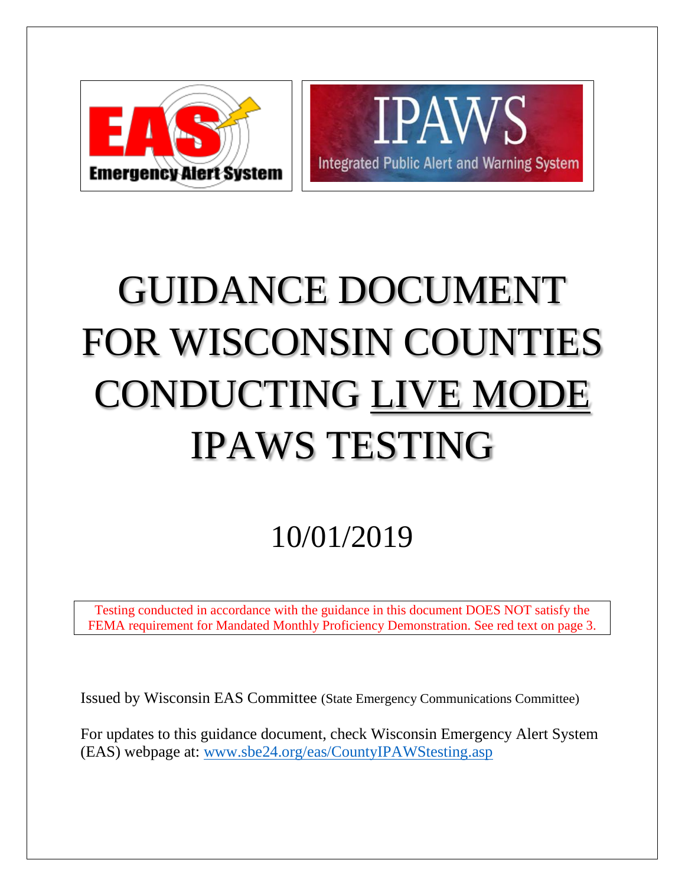# GUIDANCE DOCUMENT FOR WISCONSIN COUNTIES CONDUCTING LIVE MODE IPAWS TESTING

10/01/2019

Testing conducted in accordance with the guidance in this document DOES NOT satisfy the FEMA requirement for Mandated Monthly Proficiency Demonstration. See red text on page 3.

Issued by Wisconsin EAS Committee (State Emergency Communications Committee)

For updates to this guidance document, check Wisconsin Emergency Alert System (EAS) webpage at: www.sbe24.org/eas/CountyIPAWStesting.asp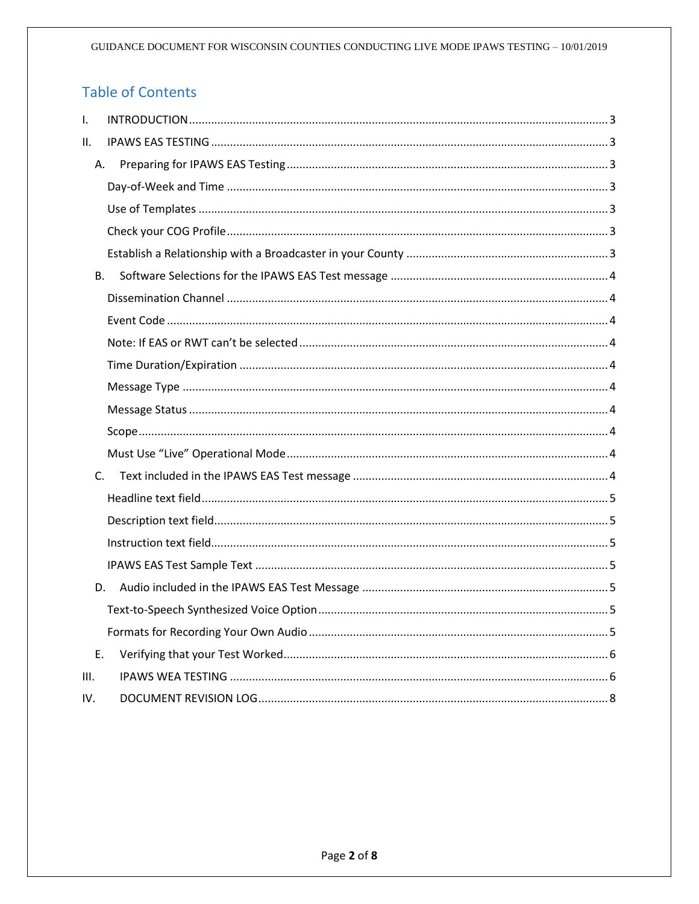## Table of Contents

- I. INTRODUCTION ........ 3
- II. IPAWS EAS TESTING ........ 3
  - A. Preparing for IPAWS EAS Testing ........ 3
    - Day-of-Week and Time ........ 3
    - Use of Templates ........ 3
    - Check your COG Profile ........ 3
    - Establish a Relationship with a Broadcaster in your County ........ 3
  - B. Software Selections for the IPAWS EAS Test message ........ 4
    - Dissemination Channel ........ 4
    - Event Code ........ 4
    - Note: If EAS or RWT can't be selected ........ 4
    - Time Duration/Expiration ........ 4
    - Message Type ........ 4
    - Message Status ........ 4
    - Scope ........ 4
    - Must Use "Live" Operational Mode ........ 4
  - C. Text included in the IPAWS EAS Test message ........ 4
    - Headline text field ........ 5
    - Description text field ........ 5
    - Instruction text field ........ 5
    - IPAWS EAS Test Sample Text ........ 5
  - D. Audio included in the IPAWS EAS Test Message ........ 5
    - Text-to-Speech Synthesized Voice Option ........ 5
    - Formats for Recording Your Own Audio ........ 5
  - E. Verifying that your Test Worked ........ 6
- III. IPAWS WEA TESTING ........ 6
- IV. DOCUMENT REVISION LOG ........ 8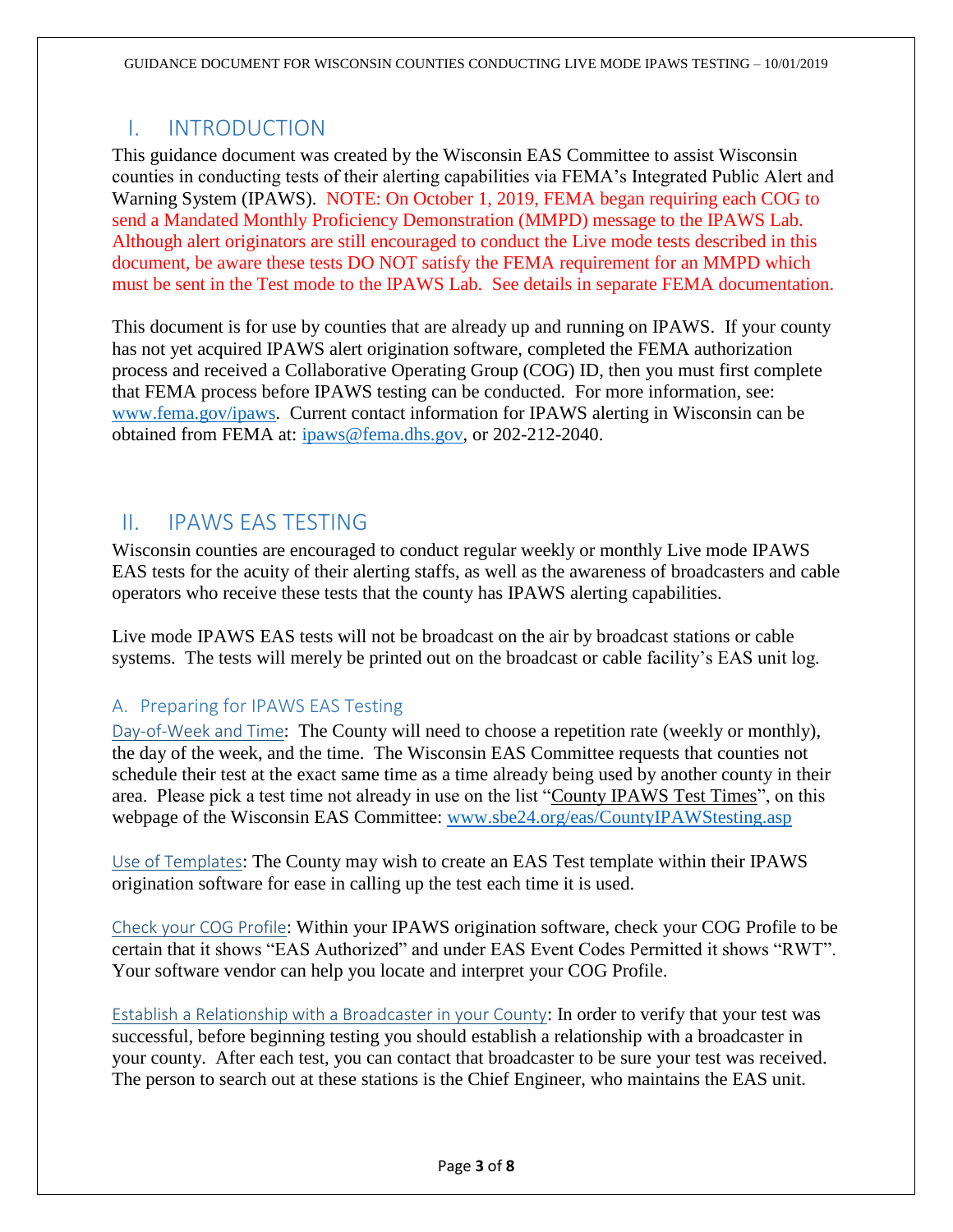# I. INTRODUCTION

This guidance document was created by the Wisconsin EAS Committee to assist Wisconsin counties in conducting tests of their alerting capabilities via FEMA's Integrated Public Alert and Warning System (IPAWS). NOTE: On October 1, 2019, FEMA began requiring each COG to send a Mandated Monthly Proficiency Demonstration (MMPD) message to the IPAWS Lab. Although alert originators are still encouraged to conduct the Live mode tests described in this document, be aware these tests DO NOT satisfy the FEMA requirement for an MMPD which must be sent in the Test mode to the IPAWS Lab. See details in separate FEMA documentation.

This document is for use by counties that are already up and running on IPAWS. If your county has not yet acquired IPAWS alert origination software, completed the FEMA authorization process and received a Collaborative Operating Group (COG) ID, then you must first complete that FEMA process before IPAWS testing can be conducted. For more information, see: www.fema.gov/ipaws. Current contact information for IPAWS alerting in Wisconsin can be obtained from FEMA at: ipaws@fema.dhs.gov, or 202-212-2040.

# II. IPAWS EAS TESTING

Wisconsin counties are encouraged to conduct regular weekly or monthly Live mode IPAWS EAS tests for the acuity of their alerting staffs, as well as the awareness of broadcasters and cable operators who receive these tests that the county has IPAWS alerting capabilities.

Live mode IPAWS EAS tests will not be broadcast on the air by broadcast stations or cable systems. The tests will merely be printed out on the broadcast or cable facility's EAS unit log.

## A. Preparing for IPAWS EAS Testing

Day-of-Week and Time: The County will need to choose a repetition rate (weekly or monthly), the day of the week, and the time. The Wisconsin EAS Committee requests that counties not schedule their test at the exact same time as a time already being used by another county in their area. Please pick a test time not already in use on the list "County IPAWS Test Times", on this webpage of the Wisconsin EAS Committee: www.sbe24.org/eas/CountyIPAWStesting.asp

Use of Templates: The County may wish to create an EAS Test template within their IPAWS origination software for ease in calling up the test each time it is used.

Check your COG Profile: Within your IPAWS origination software, check your COG Profile to be certain that it shows "EAS Authorized" and under EAS Event Codes Permitted it shows "RWT". Your software vendor can help you locate and interpret your COG Profile.

Establish a Relationship with a Broadcaster in your County: In order to verify that your test was successful, before beginning testing you should establish a relationship with a broadcaster in your county. After each test, you can contact that broadcaster to be sure your test was received. The person to search out at these stations is the Chief Engineer, who maintains the EAS unit.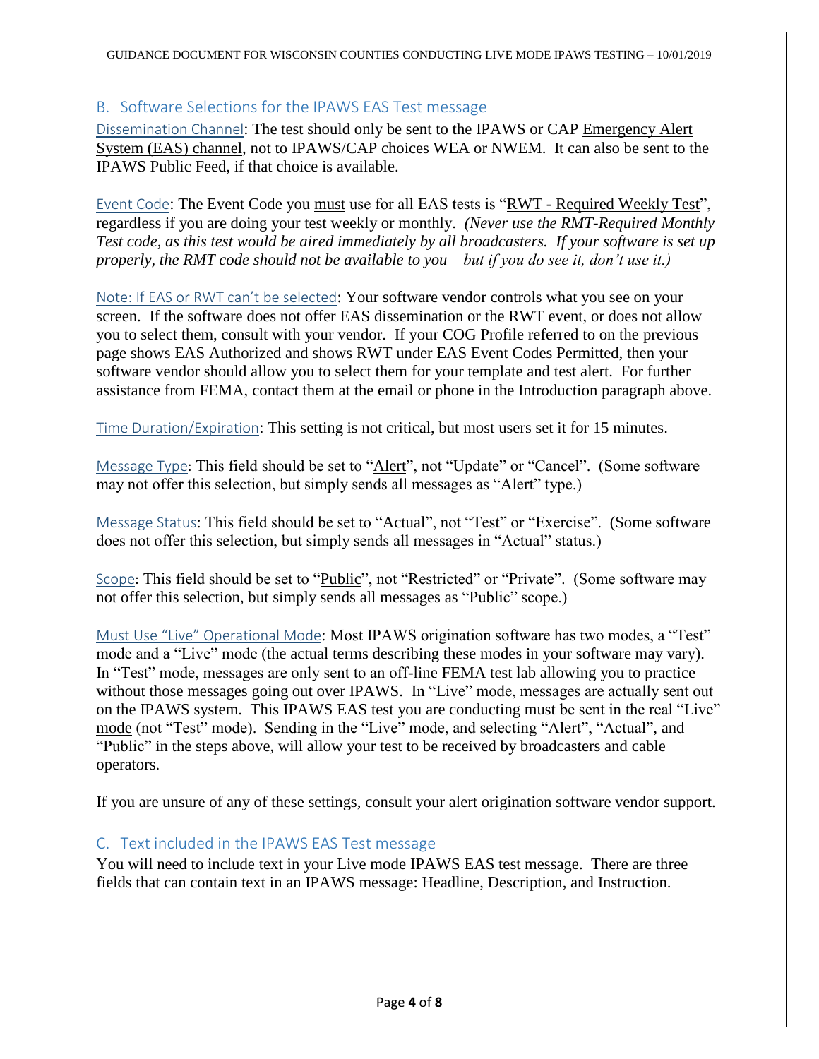## B. Software Selections for the IPAWS EAS Test message

Dissemination Channel: The test should only be sent to the IPAWS or CAP Emergency Alert System (EAS) channel, not to IPAWS/CAP choices WEA or NWEM. It can also be sent to the IPAWS Public Feed, if that choice is available.

Event Code: The Event Code you must use for all EAS tests is "RWT - Required Weekly Test", regardless if you are doing your test weekly or monthly. *(Never use the RMT-Required Monthly Test code, as this test would be aired immediately by all broadcasters. If your software is set up properly, the RMT code should not be available to you – but if you do see it, don't use it.)*

Note: If EAS or RWT can't be selected: Your software vendor controls what you see on your screen. If the software does not offer EAS dissemination or the RWT event, or does not allow you to select them, consult with your vendor. If your COG Profile referred to on the previous page shows EAS Authorized and shows RWT under EAS Event Codes Permitted, then your software vendor should allow you to select them for your template and test alert. For further assistance from FEMA, contact them at the email or phone in the Introduction paragraph above.

Time Duration/Expiration: This setting is not critical, but most users set it for 15 minutes.

Message Type: This field should be set to "Alert", not "Update" or "Cancel". (Some software may not offer this selection, but simply sends all messages as "Alert" type.)

Message Status: This field should be set to "Actual", not "Test" or "Exercise". (Some software does not offer this selection, but simply sends all messages in "Actual" status.)

Scope: This field should be set to "Public", not "Restricted" or "Private". (Some software may not offer this selection, but simply sends all messages as "Public" scope.)

Must Use "Live" Operational Mode: Most IPAWS origination software has two modes, a "Test" mode and a "Live" mode (the actual terms describing these modes in your software may vary). In "Test" mode, messages are only sent to an off-line FEMA test lab allowing you to practice without those messages going out over IPAWS. In "Live" mode, messages are actually sent out on the IPAWS system. This IPAWS EAS test you are conducting must be sent in the real "Live" mode (not "Test" mode). Sending in the "Live" mode, and selecting "Alert", "Actual", and "Public" in the steps above, will allow your test to be received by broadcasters and cable operators.

If you are unsure of any of these settings, consult your alert origination software vendor support.

## C. Text included in the IPAWS EAS Test message

You will need to include text in your Live mode IPAWS EAS test message. There are three fields that can contain text in an IPAWS message: Headline, Description, and Instruction.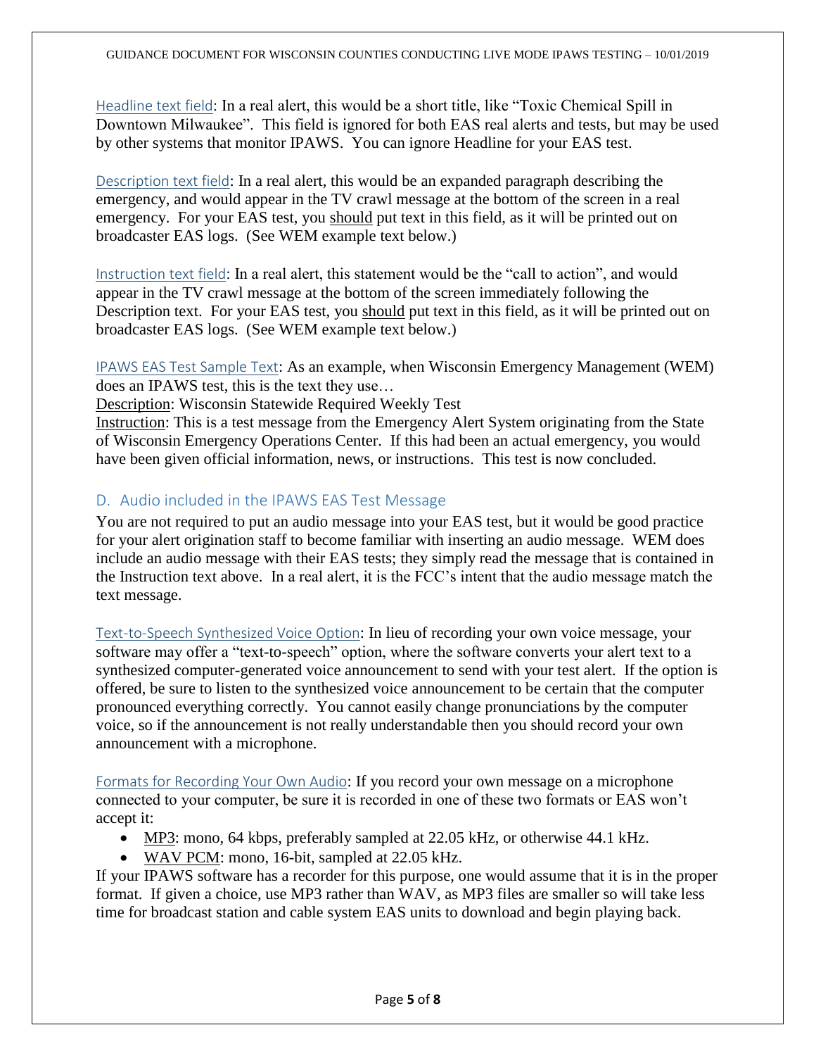Headline text field: In a real alert, this would be a short title, like "Toxic Chemical Spill in Downtown Milwaukee". This field is ignored for both EAS real alerts and tests, but may be used by other systems that monitor IPAWS. You can ignore Headline for your EAS test.

Description text field: In a real alert, this would be an expanded paragraph describing the emergency, and would appear in the TV crawl message at the bottom of the screen in a real emergency. For your EAS test, you should put text in this field, as it will be printed out on broadcaster EAS logs. (See WEM example text below.)

Instruction text field: In a real alert, this statement would be the "call to action", and would appear in the TV crawl message at the bottom of the screen immediately following the Description text. For your EAS test, you should put text in this field, as it will be printed out on broadcaster EAS logs. (See WEM example text below.)

IPAWS EAS Test Sample Text: As an example, when Wisconsin Emergency Management (WEM) does an IPAWS test, this is the text they use…

Description: Wisconsin Statewide Required Weekly Test

Instruction: This is a test message from the Emergency Alert System originating from the State of Wisconsin Emergency Operations Center. If this had been an actual emergency, you would have been given official information, news, or instructions. This test is now concluded.

## D. Audio included in the IPAWS EAS Test Message

You are not required to put an audio message into your EAS test, but it would be good practice for your alert origination staff to become familiar with inserting an audio message. WEM does include an audio message with their EAS tests; they simply read the message that is contained in the Instruction text above. In a real alert, it is the FCC's intent that the audio message match the text message.

Text-to-Speech Synthesized Voice Option: In lieu of recording your own voice message, your software may offer a "text-to-speech" option, where the software converts your alert text to a synthesized computer-generated voice announcement to send with your test alert. If the option is offered, be sure to listen to the synthesized voice announcement to be certain that the computer pronounced everything correctly. You cannot easily change pronunciations by the computer voice, so if the announcement is not really understandable then you should record your own announcement with a microphone.

Formats for Recording Your Own Audio: If you record your own message on a microphone connected to your computer, be sure it is recorded in one of these two formats or EAS won't accept it:

- MP3: mono, 64 kbps, preferably sampled at 22.05 kHz, or otherwise 44.1 kHz.
- WAV PCM: mono, 16-bit, sampled at 22.05 kHz.

If your IPAWS software has a recorder for this purpose, one would assume that it is in the proper format. If given a choice, use MP3 rather than WAV, as MP3 files are smaller so will take less time for broadcast station and cable system EAS units to download and begin playing back.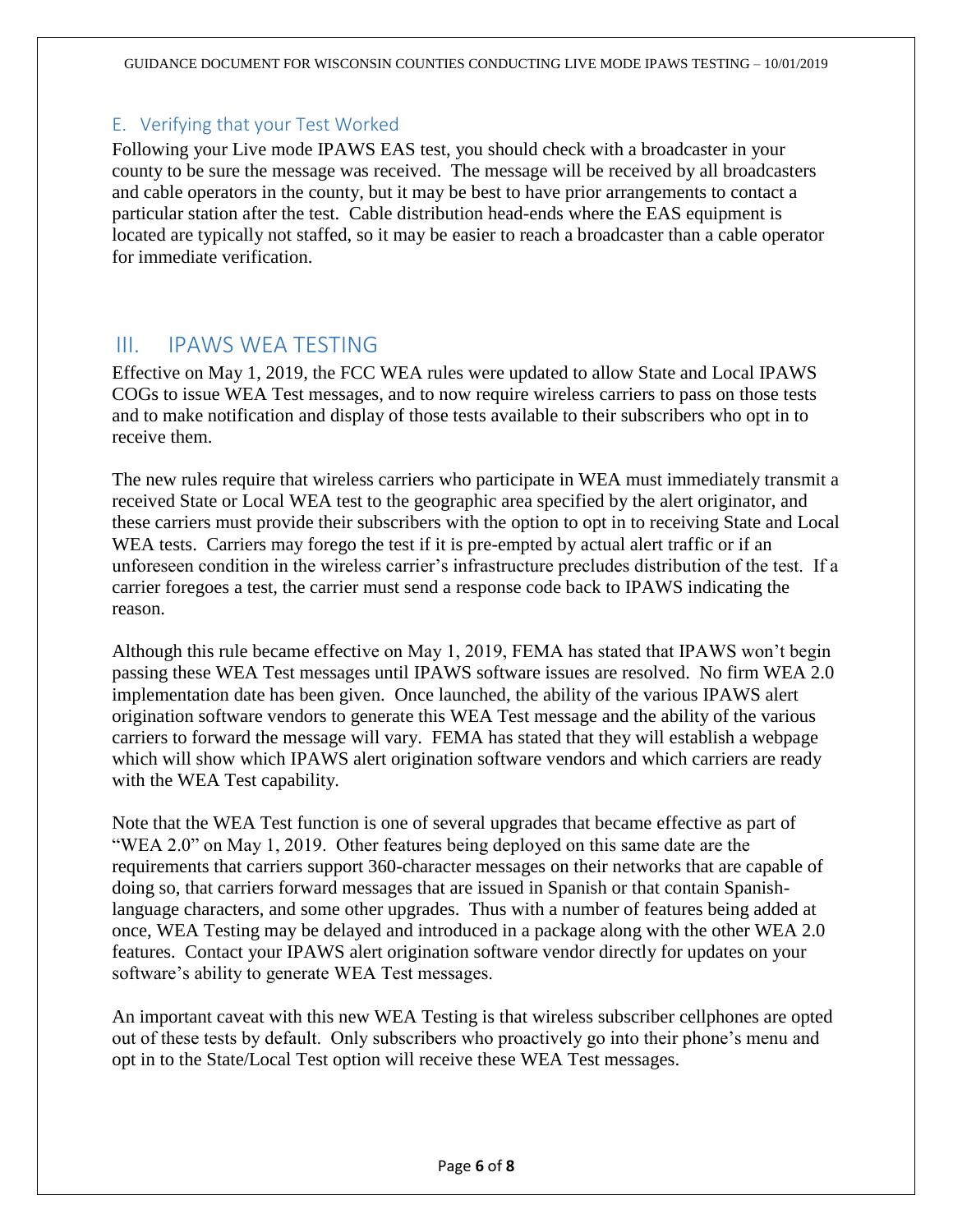### E. Verifying that your Test Worked

Following your Live mode IPAWS EAS test, you should check with a broadcaster in your county to be sure the message was received. The message will be received by all broadcasters and cable operators in the county, but it may be best to have prior arrangements to contact a particular station after the test. Cable distribution head-ends where the EAS equipment is located are typically not staffed, so it may be easier to reach a broadcaster than a cable operator for immediate verification.

## III. IPAWS WEA TESTING

Effective on May 1, 2019, the FCC WEA rules were updated to allow State and Local IPAWS COGs to issue WEA Test messages, and to now require wireless carriers to pass on those tests and to make notification and display of those tests available to their subscribers who opt in to receive them.

The new rules require that wireless carriers who participate in WEA must immediately transmit a received State or Local WEA test to the geographic area specified by the alert originator, and these carriers must provide their subscribers with the option to opt in to receiving State and Local WEA tests. Carriers may forego the test if it is pre-empted by actual alert traffic or if an unforeseen condition in the wireless carrier's infrastructure precludes distribution of the test. If a carrier foregoes a test, the carrier must send a response code back to IPAWS indicating the reason.

Although this rule became effective on May 1, 2019, FEMA has stated that IPAWS won't begin passing these WEA Test messages until IPAWS software issues are resolved. No firm WEA 2.0 implementation date has been given. Once launched, the ability of the various IPAWS alert origination software vendors to generate this WEA Test message and the ability of the various carriers to forward the message will vary. FEMA has stated that they will establish a webpage which will show which IPAWS alert origination software vendors and which carriers are ready with the WEA Test capability.

Note that the WEA Test function is one of several upgrades that became effective as part of "WEA 2.0" on May 1, 2019. Other features being deployed on this same date are the requirements that carriers support 360-character messages on their networks that are capable of doing so, that carriers forward messages that are issued in Spanish or that contain Spanish-language characters, and some other upgrades. Thus with a number of features being added at once, WEA Testing may be delayed and introduced in a package along with the other WEA 2.0 features. Contact your IPAWS alert origination software vendor directly for updates on your software's ability to generate WEA Test messages.

An important caveat with this new WEA Testing is that wireless subscriber cellphones are opted out of these tests by default. Only subscribers who proactively go into their phone's menu and opt in to the State/Local Test option will receive these WEA Test messages.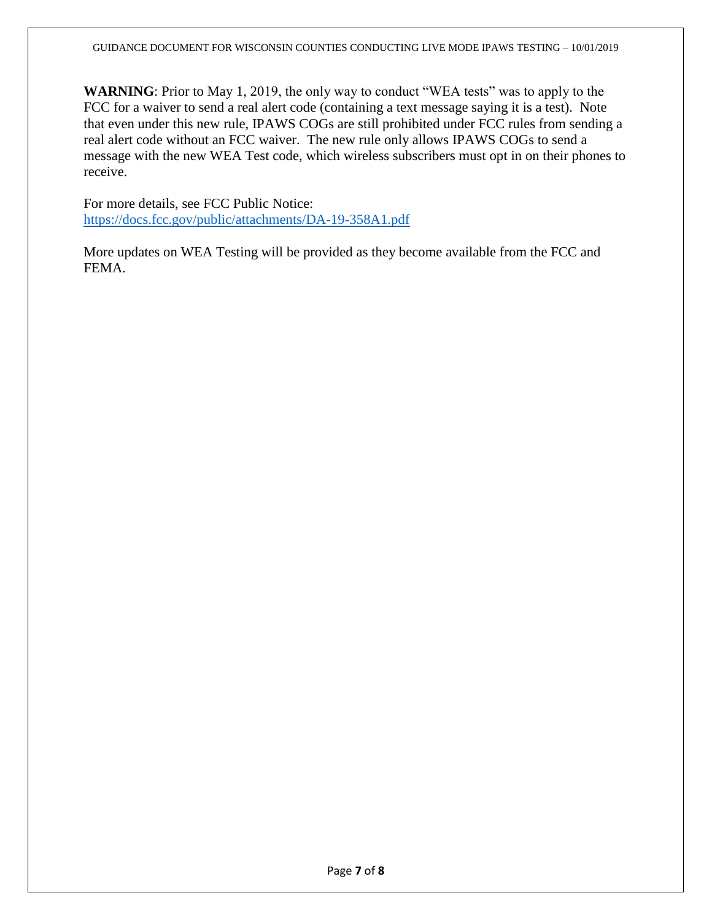**WARNING**: Prior to May 1, 2019, the only way to conduct "WEA tests" was to apply to the FCC for a waiver to send a real alert code (containing a text message saying it is a test). Note that even under this new rule, IPAWS COGs are still prohibited under FCC rules from sending a real alert code without an FCC waiver. The new rule only allows IPAWS COGs to send a message with the new WEA Test code, which wireless subscribers must opt in on their phones to receive.

For more details, see FCC Public Notice:
https://docs.fcc.gov/public/attachments/DA-19-358A1.pdf

More updates on WEA Testing will be provided as they become available from the FCC and FEMA.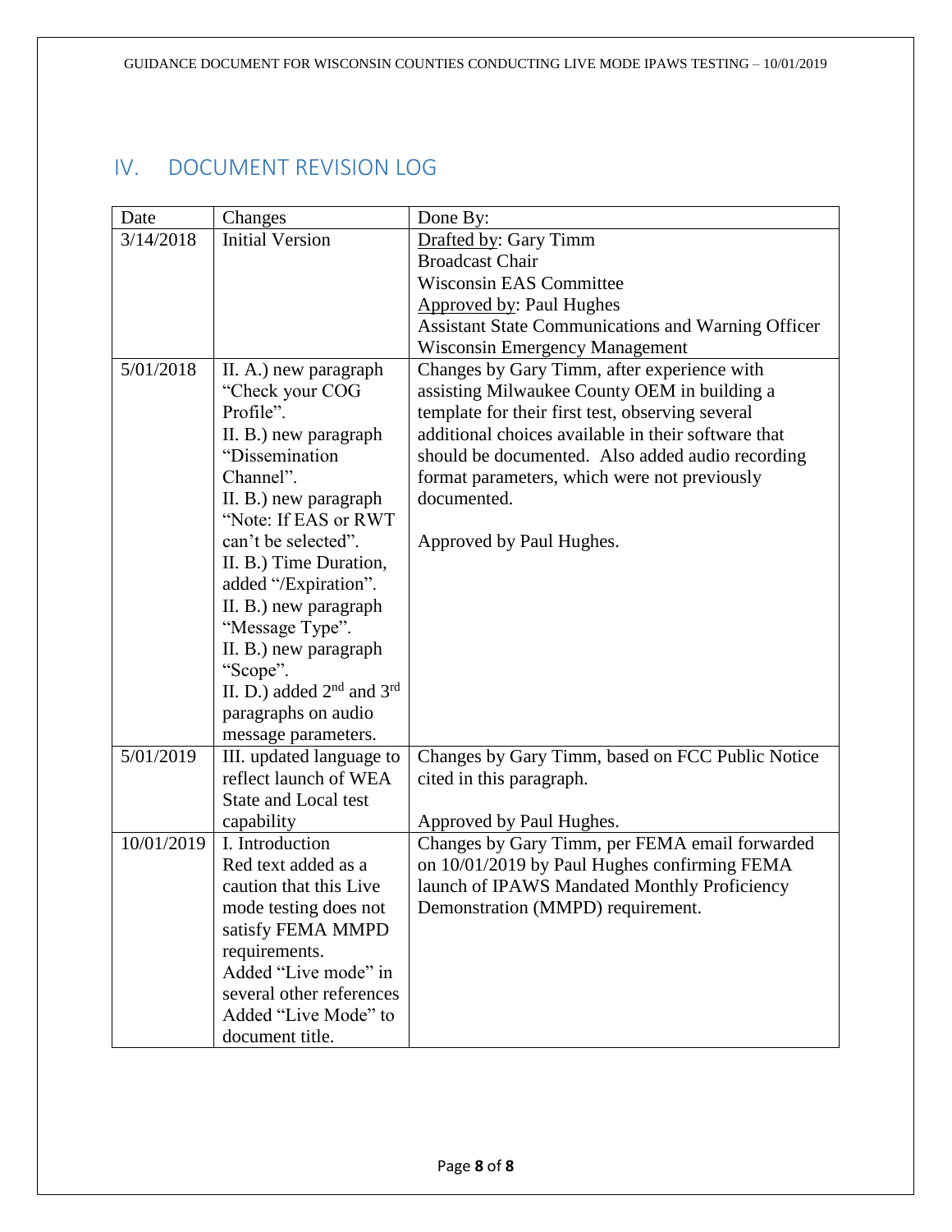## IV. DOCUMENT REVISION LOG

| Date | Changes | Done By: |
| --- | --- | --- |
| 3/14/2018 | Initial Version | Drafted by: Gary Timm<br>Broadcast Chair<br>Wisconsin EAS Committee<br>Approved by: Paul Hughes<br>Assistant State Communications and Warning Officer<br>Wisconsin Emergency Management |
| 5/01/2018 | II. A.) new paragraph "Check your COG Profile".<br>II. B.) new paragraph "Dissemination Channel".<br>II. B.) new paragraph "Note: If EAS or RWT can't be selected".<br>II. B.) Time Duration, added "/Expiration".<br>II. B.) new paragraph "Message Type".<br>II. B.) new paragraph "Scope".<br>II. D.) added 2nd and 3rd paragraphs on audio message parameters. | Changes by Gary Timm, after experience with assisting Milwaukee County OEM in building a template for their first test, observing several additional choices available in their software that should be documented. Also added audio recording format parameters, which were not previously documented.<br><br>Approved by Paul Hughes. |
| 5/01/2019 | III. updated language to reflect launch of WEA State and Local test capability | Changes by Gary Timm, based on FCC Public Notice cited in this paragraph.<br><br>Approved by Paul Hughes. |
| 10/01/2019 | I. Introduction<br>Red text added as a caution that this Live mode testing does not satisfy FEMA MMPD requirements.<br>Added "Live mode" in several other references<br>Added "Live Mode" to document title. | Changes by Gary Timm, per FEMA email forwarded on 10/01/2019 by Paul Hughes confirming FEMA launch of IPAWS Mandated Monthly Proficiency Demonstration (MMPD) requirement. |